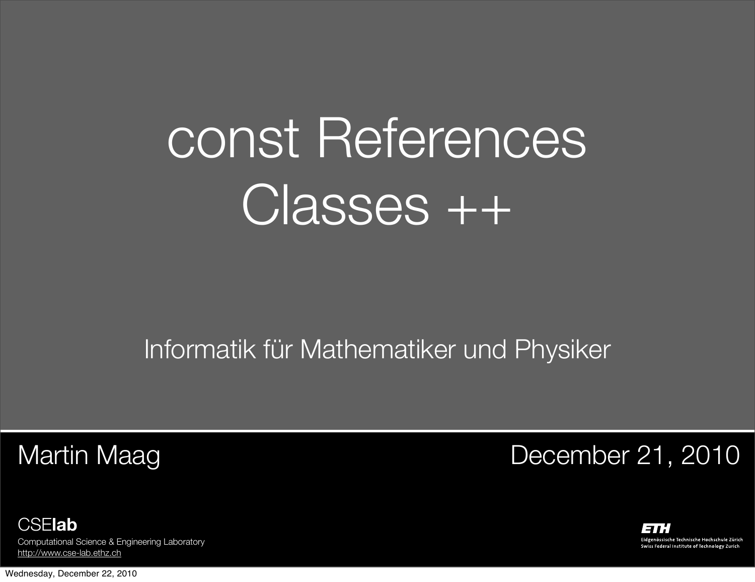# const References
# Classes ++

Informatik für Mathematiker und Physiker

Martin Maag

December 21, 2010

**CSElab**

Computational Science & Engineering Laboratory

http://www.cse-lab.ethz.ch

ETH

Eidgenössische Technische Hochschule Zürich

Swiss Federal Institute of Technology Zurich

Wednesday, December 22, 2010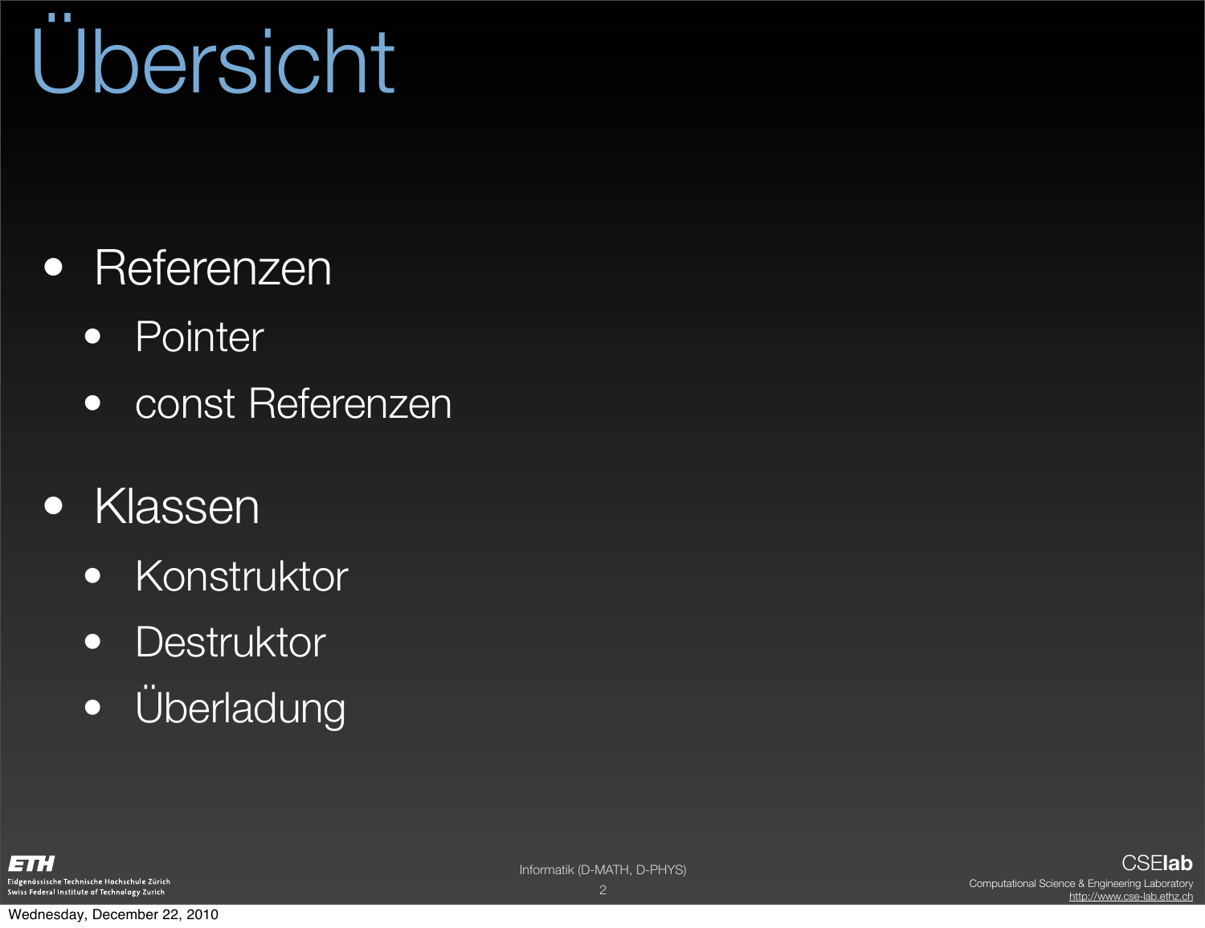# Übersicht

- Referenzen
  - Pointer
  - const Referenzen
- Klassen
  - Konstruktor
  - Destruktor
  - Überladung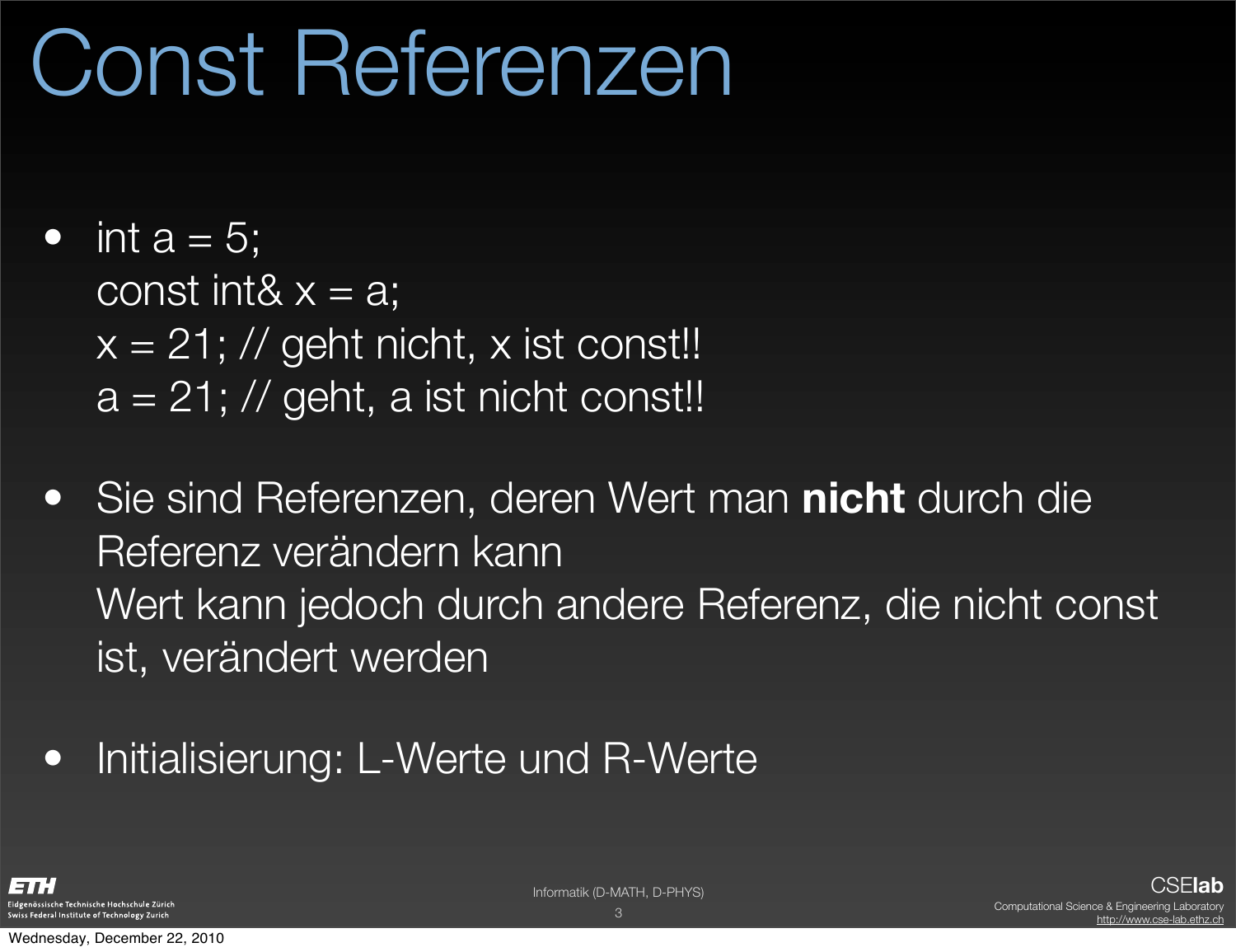# Const Referenzen

- ```
  int a = 5;
  const int& x = a;
  x = 21; // geht nicht, x ist const!!
  a = 21; // geht, a ist nicht const!!
  ```

- Sie sind Referenzen, deren Wert man **nicht** durch die Referenz verändern kann
  Wert kann jedoch durch andere Referenz, die nicht const ist, verändert werden

- Initialisierung: L-Werte und R-Werte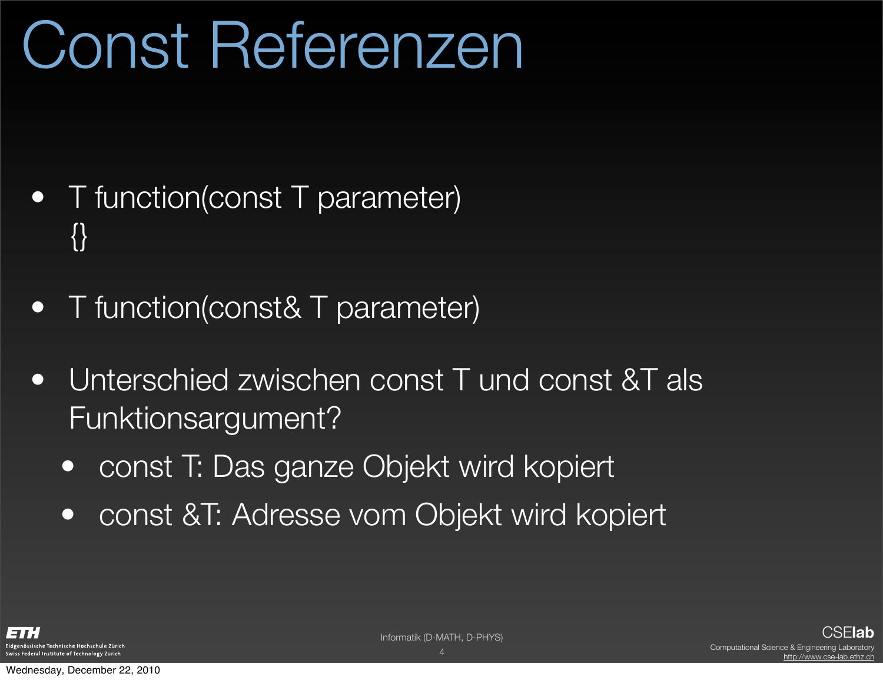# Const Referenzen

- T function(const T parameter)
  {}
- T function(const& T parameter)
- Unterschied zwischen const T und const &T als Funktionsargument?
  - const T: Das ganze Objekt wird kopiert
  - const &T: Adresse vom Objekt wird kopiert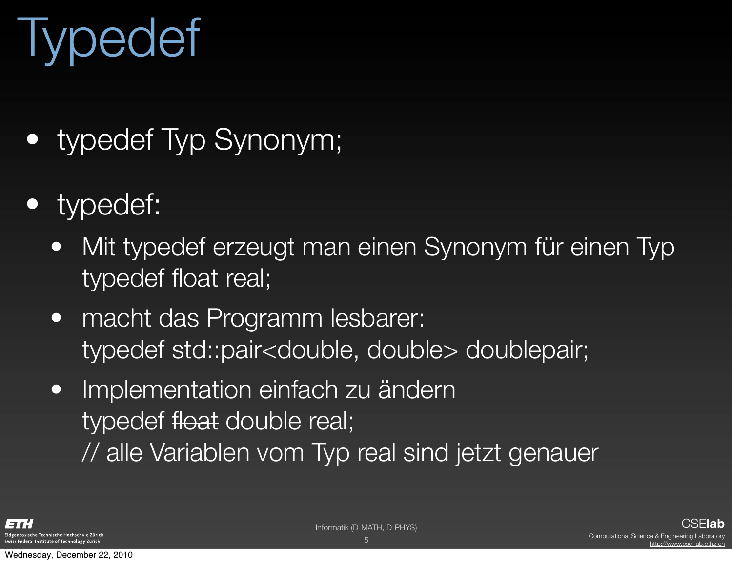# Typedef

- typedef Typ Synonym;
- typedef:
  - Mit typedef erzeugt man einen Synonym für einen Typ
    typedef float real;
  - macht das Programm lesbarer:
    typedef std::pair<double, double> doublepair;
  - Implementation einfach zu ändern
    typedef ~~float~~ double real;
    // alle Variablen vom Typ real sind jetzt genauer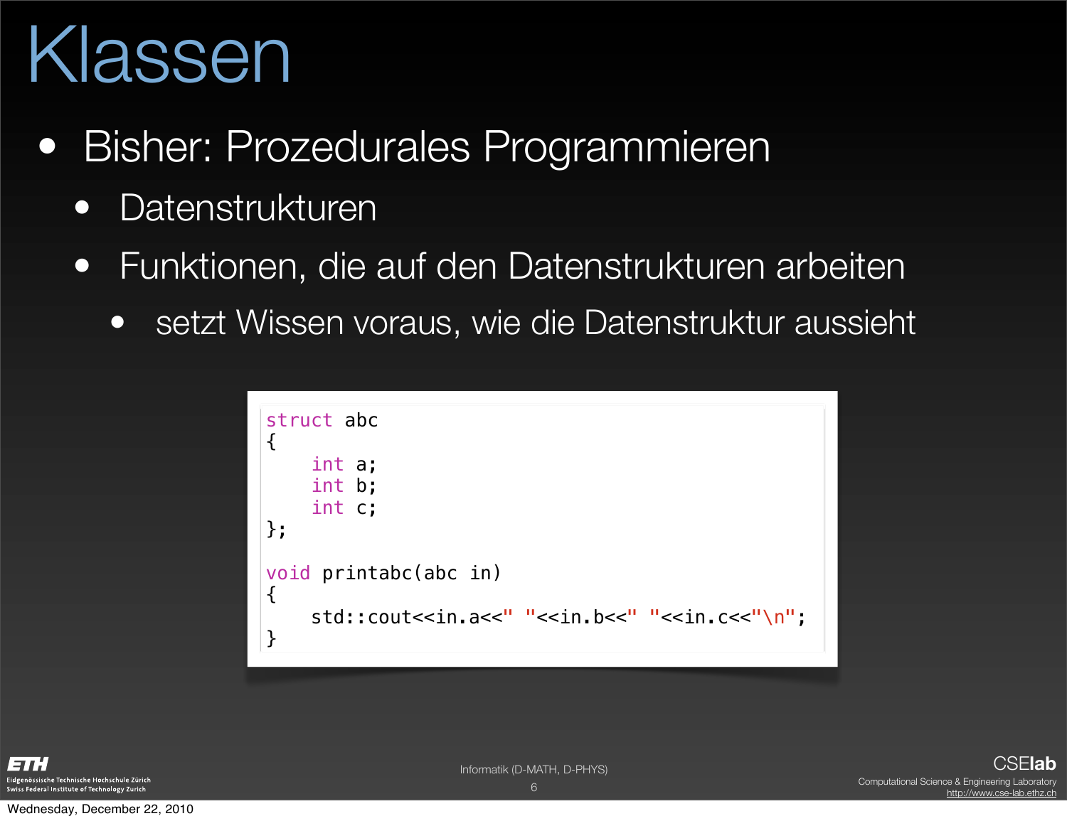# Klassen

- Bisher: Prozedurales Programmieren
  - Datenstrukturen
  - Funktionen, die auf den Datenstrukturen arbeiten
    - setzt Wissen voraus, wie die Datenstruktur aussieht

```
struct abc
{
    int a;
    int b;
    int c;
};

void printabc(abc in)
{
    std::cout<<in.a<<" "<<in.b<<" "<<in.c<<"\n";
}
```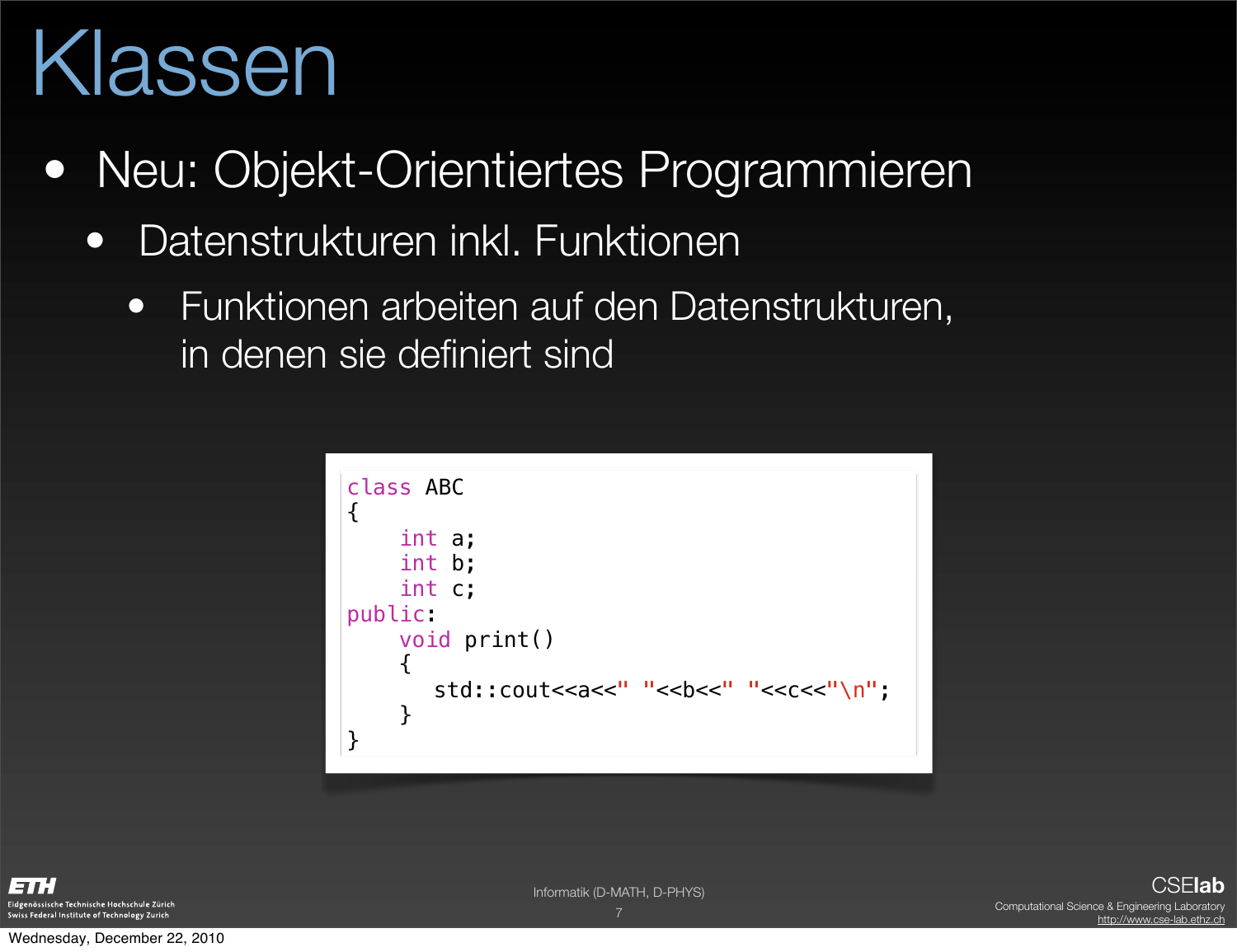# Klassen

- Neu: Objekt-Orientiertes Programmieren
  - Datenstrukturen inkl. Funktionen
    - Funktionen arbeiten auf den Datenstrukturen, in denen sie definiert sind

```cpp
class ABC
{
    int a;
    int b;
    int c;
public:
    void print()
    {
       std::cout<<a<<" "<<b<<" "<<c<<"\n";
    }
}
```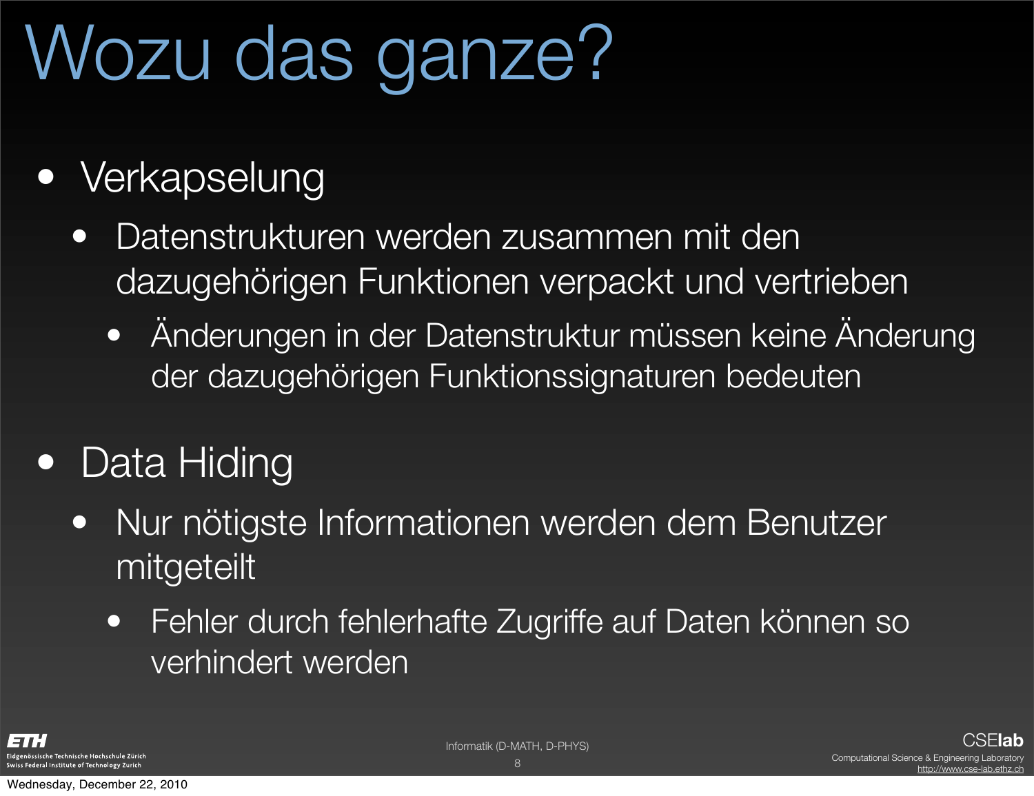# Wozu das ganze?

- Verkapselung
  - Datenstrukturen werden zusammen mit den dazugehörigen Funktionen verpackt und vertrieben
    - Änderungen in der Datenstruktur müssen keine Änderung der dazugehörigen Funktionssignaturen bedeuten
- Data Hiding
  - Nur nötigste Informationen werden dem Benutzer mitgeteilt
    - Fehler durch fehlerhafte Zugriffe auf Daten können so verhindert werden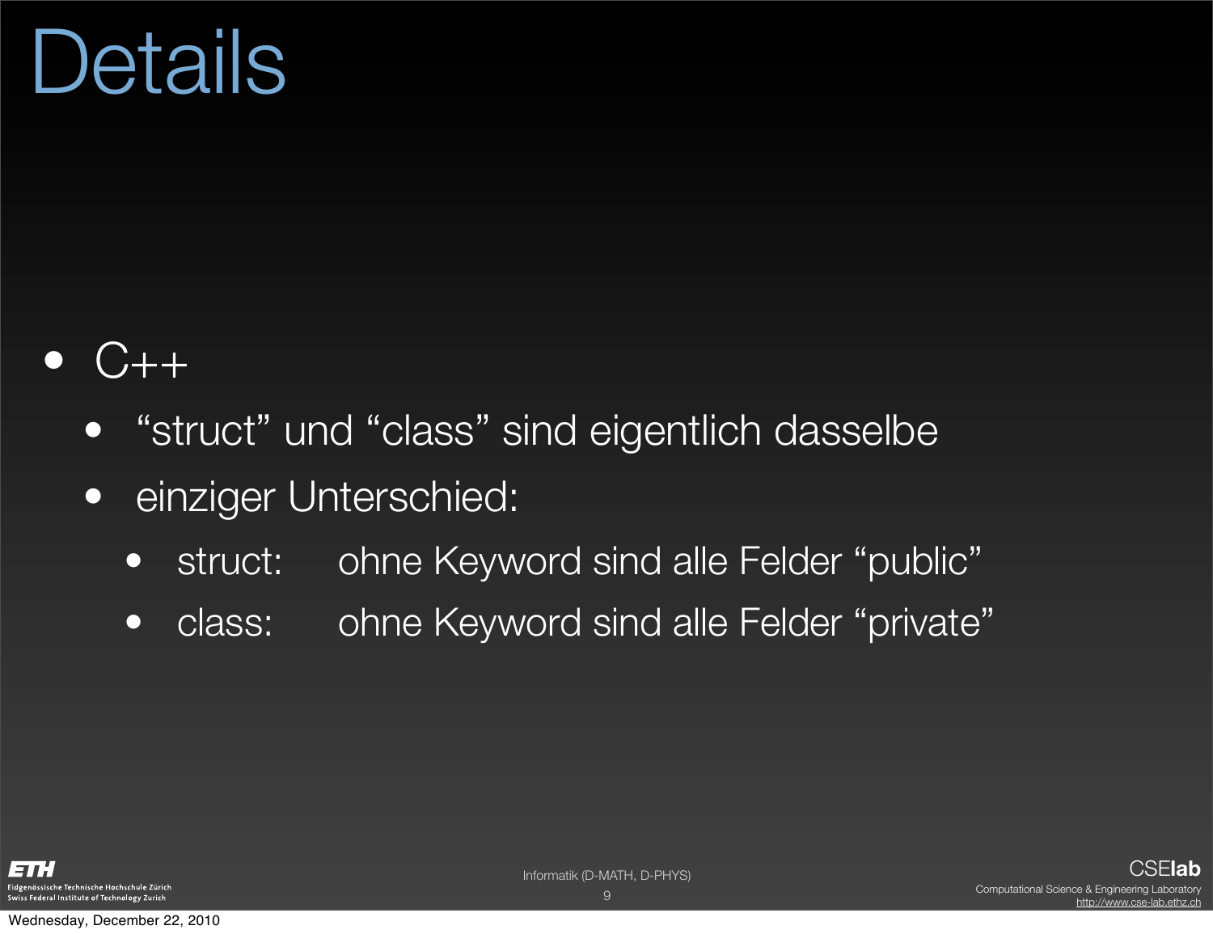# Details

- C++
  - "struct" und "class" sind eigentlich dasselbe
  - einziger Unterschied:
    - struct: ohne Keyword sind alle Felder "public"
    - class: ohne Keyword sind alle Felder "private"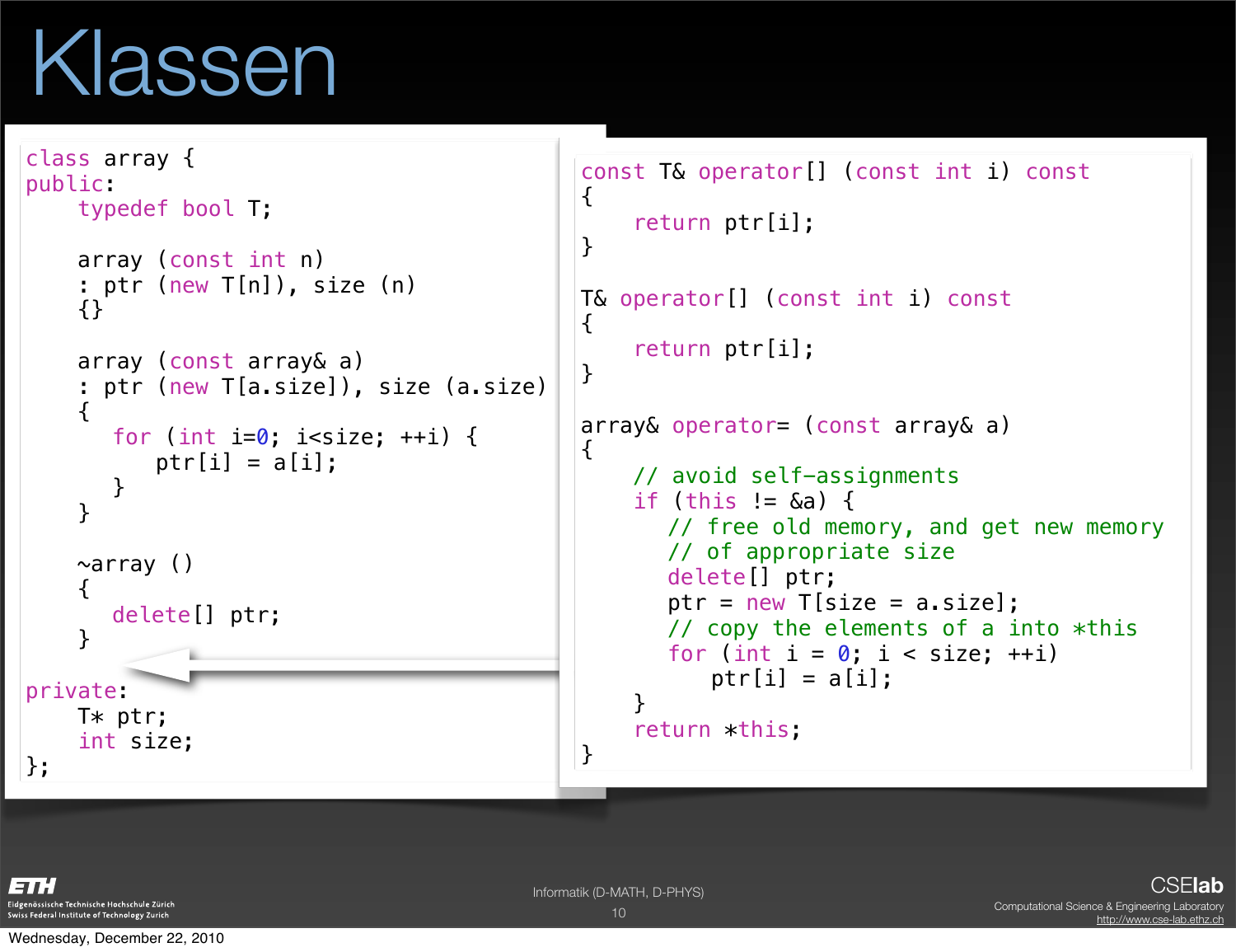# Klassen

```
class array {
public:
    typedef bool T;

    array (const int n)
    : ptr (new T[n]), size (n)
    {}

    array (const array& a)
    : ptr (new T[a.size]), size (a.size)
    {
       for (int i=0; i<size; ++i) {
          ptr[i] = a[i];
       }
    }

    ~array ()
    {
       delete[] ptr;
    }

private:
    T* ptr;
    int size;
};
```

```
const T& operator[] (const int i) const
{
    return ptr[i];
}

T& operator[] (const int i) const
{
    return ptr[i];
}

array& operator= (const array& a)
{
    // avoid self-assignments
    if (this != &a) {
       // free old memory, and get new memory
       // of appropriate size
       delete[] ptr;
       ptr = new T[size = a.size];
       // copy the elements of a into *this
       for (int i = 0; i < size; ++i)
          ptr[i] = a[i];
    }
    return *this;
}
```

Wednesday, December 22, 2010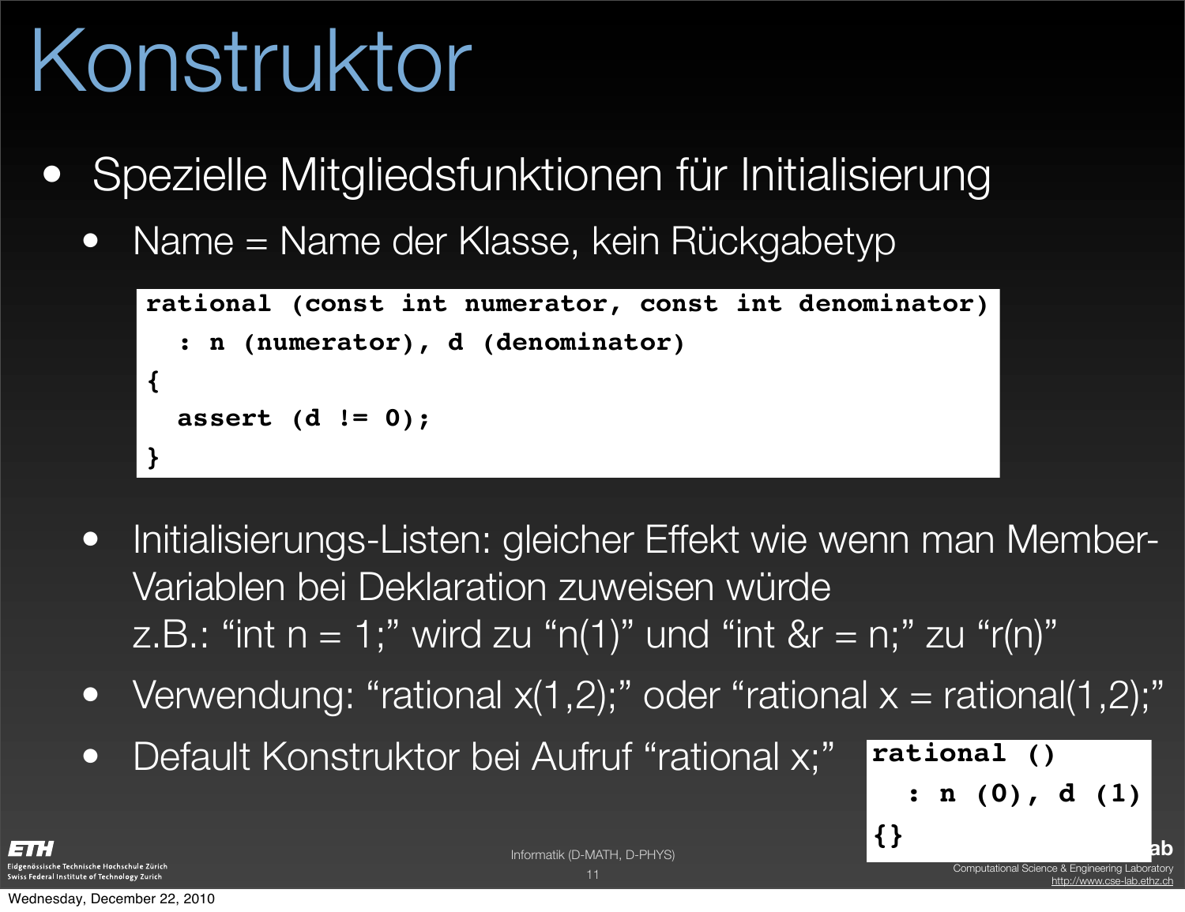# Konstruktor

- Spezielle Mitgliedsfunktionen für Initialisierung
  - Name = Name der Klasse, kein Rückgabetyp

```
rational (const int numerator, const int denominator)
  : n (numerator), d (denominator)
{
  assert (d != 0);
}
```

  - Initialisierungs-Listen: gleicher Effekt wie wenn man Member-Variablen bei Deklaration zuweisen würde
    z.B.: “int n = 1;” wird zu “n(1)” und “int &r = n;” zu “r(n)”
  - Verwendung: “rational x(1,2);” oder “rational x = rational(1,2);”
  - Default Konstruktor bei Aufruf “rational x;”

```
rational ()
  : n (0), d (1)
{}
```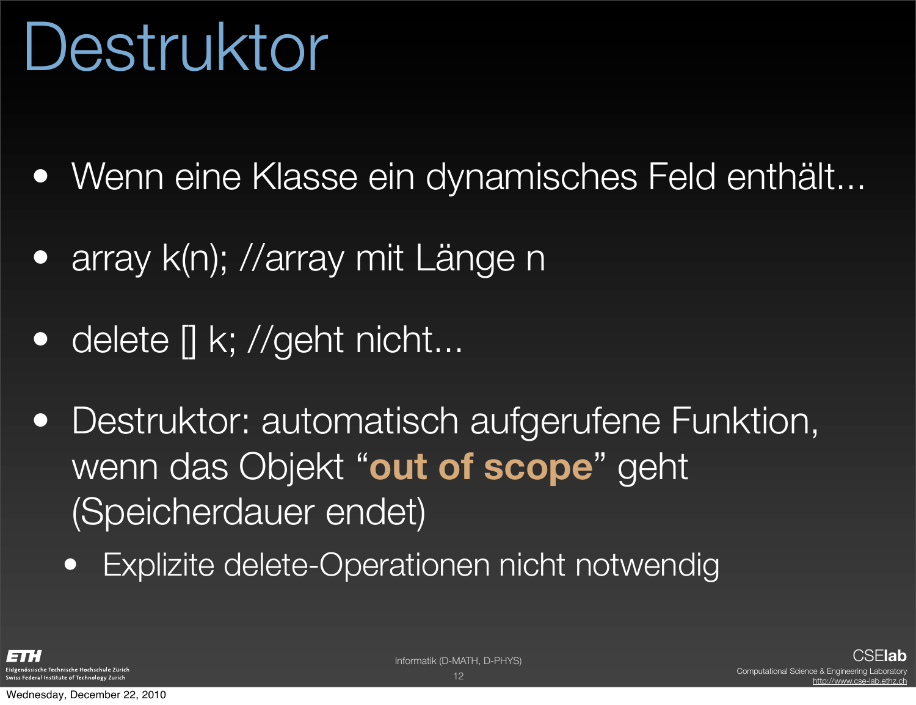# Destruktor

- Wenn eine Klasse ein dynamisches Feld enthält...
- array k(n); //array mit Länge n
- delete [] k; //geht nicht...
- Destruktor: automatisch aufgerufene Funktion, wenn das Objekt "**out of scope**" geht (Speicherdauer endet)
  - Explizite delete-Operationen nicht notwendig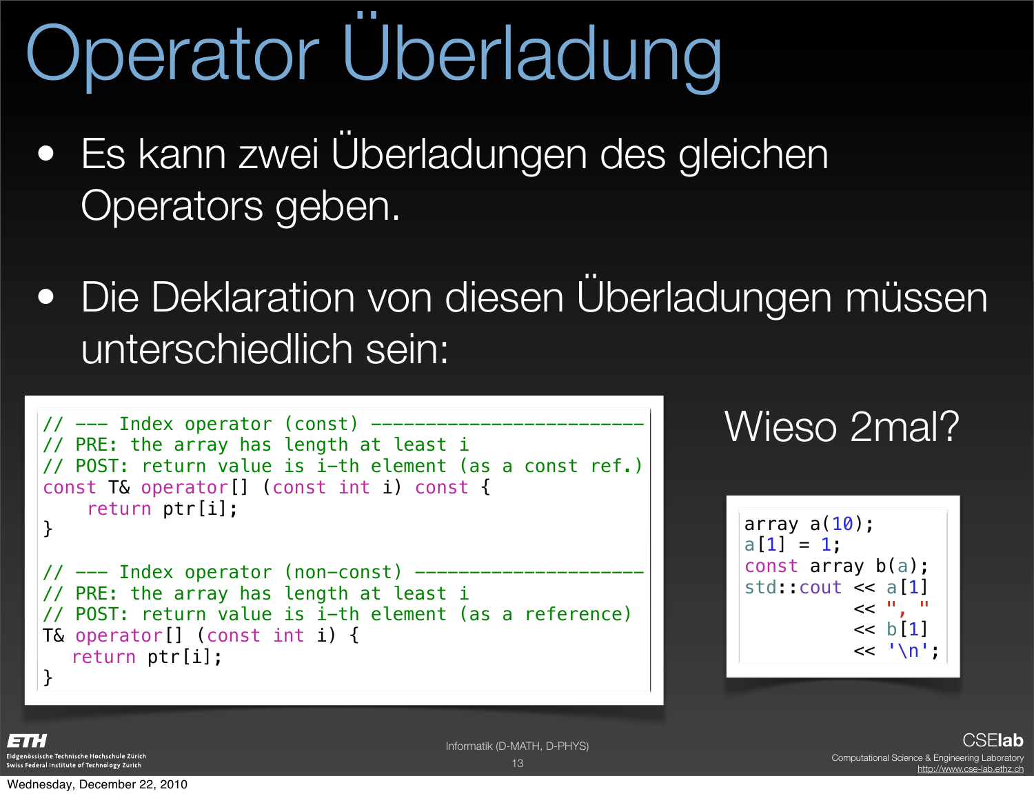# Operator Überladung

- Es kann zwei Überladungen des gleichen Operators geben.
- Die Deklaration von diesen Überladungen müssen unterschiedlich sein:

```cpp
// --- Index operator (const) -------------------------
// PRE: the array has length at least i
// POST: return value is i-th element (as a const ref.)
const T& operator[] (const int i) const {
    return ptr[i];
}

// --- Index operator (non-const) ---------------------
// PRE: the array has length at least i
// POST: return value is i-th element (as a reference)
T& operator[] (const int i) {
   return ptr[i];
}
```

Wieso 2mal?

```cpp
array a(10);
a[1] = 1;
const array b(a);
std::cout << a[1]
          << ", "
          << b[1]
          << '\n';
```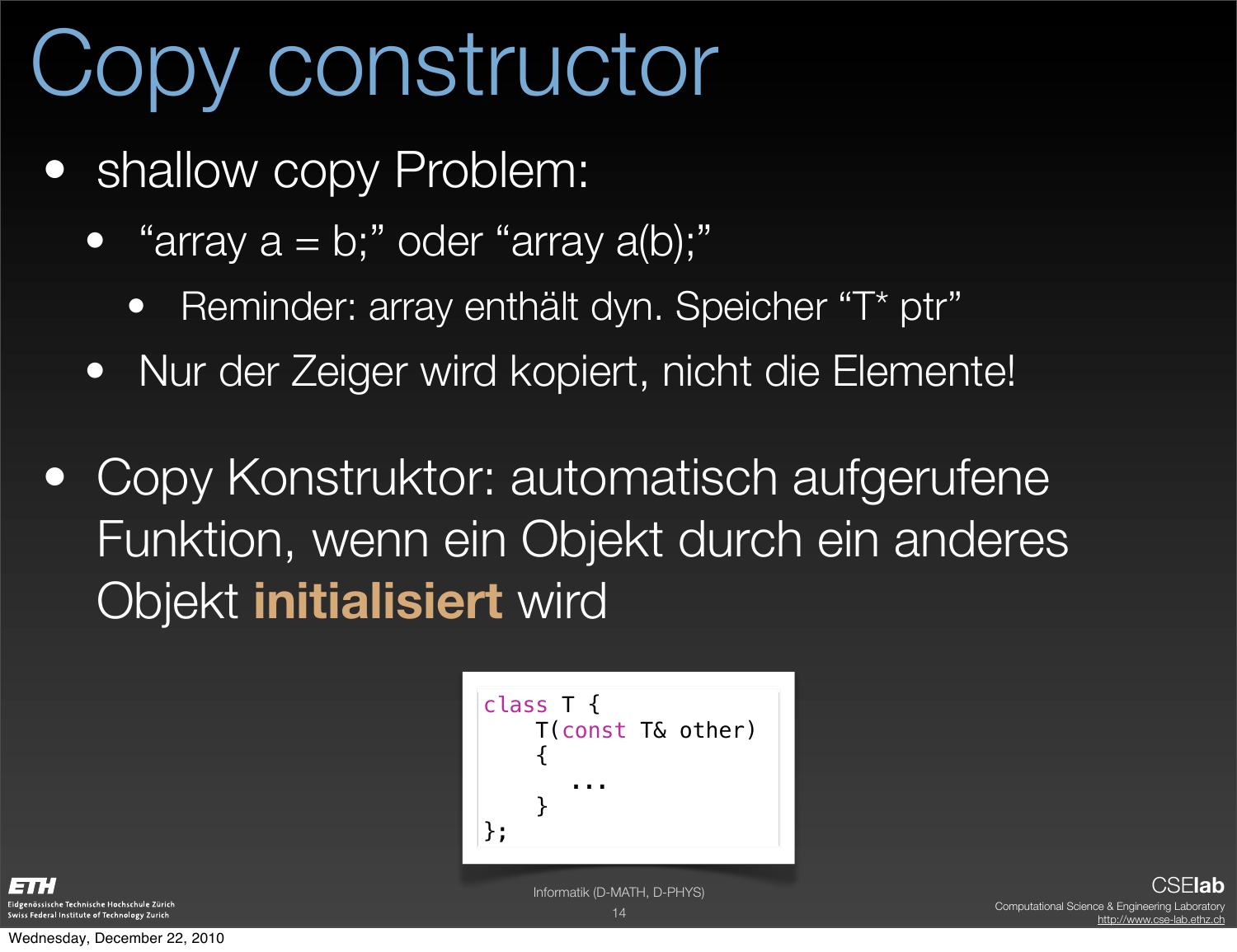# Copy constructor

- shallow copy Problem:
  - “array a = b;” oder “array a(b);”
    - Reminder: array enthält dyn. Speicher “T* ptr”
  - Nur der Zeiger wird kopiert, nicht die Elemente!

- Copy Konstruktor: automatisch aufgerufene Funktion, wenn ein Objekt durch ein anderes Objekt **initialisiert** wird

```
class T {
    T(const T& other)
    {
        ...
    }
};
```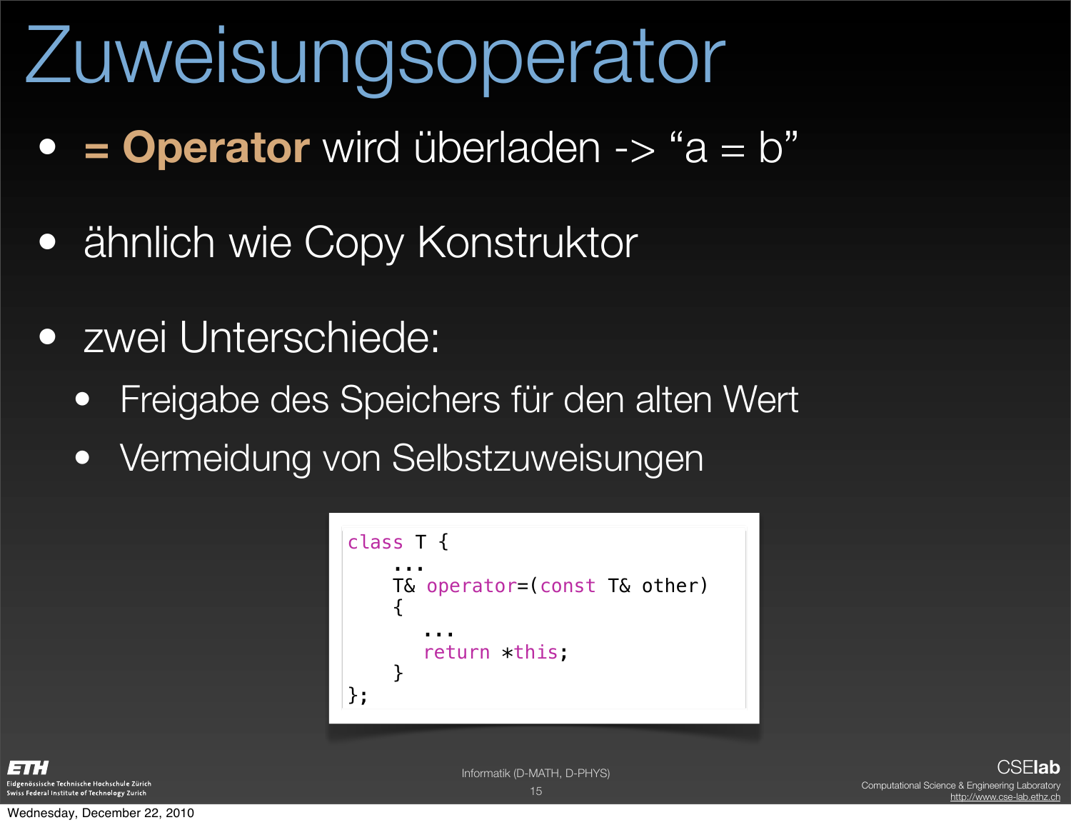# Zuweisungsoperator

- **= Operator** wird überladen -> “a = b”
- ähnlich wie Copy Konstruktor
- zwei Unterschiede:
  - Freigabe des Speichers für den alten Wert
  - Vermeidung von Selbstzuweisungen

```
class T {
    ...
    T& operator=(const T& other)
    {
        ...
        return *this;
    }
};
```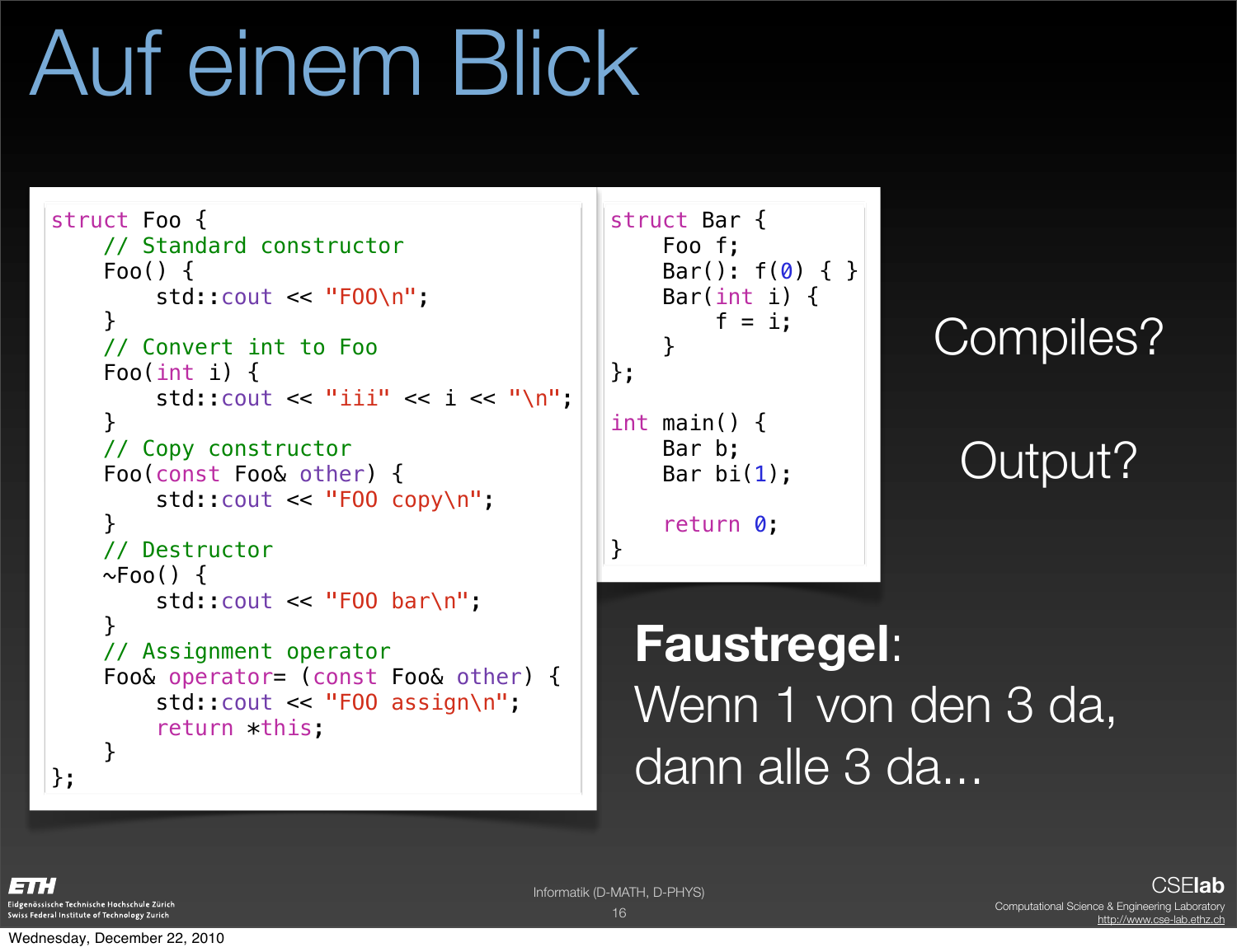# Auf einem Blick

```cpp
struct Foo {
    // Standard constructor
    Foo() {
        std::cout << "FOO\n";
    }
    // Convert int to Foo
    Foo(int i) {
        std::cout << "iii" << i << "\n";
    }
    // Copy constructor
    Foo(const Foo& other) {
        std::cout << "FOO copy\n";
    }
    // Destructor
    ~Foo() {
        std::cout << "FOO bar\n";
    }
    // Assignment operator
    Foo& operator= (const Foo& other) {
        std::cout << "FOO assign\n";
        return *this;
    }
};
```

```cpp
struct Bar {
    Foo f;
    Bar(): f(0) { }
    Bar(int i) {
        f = i;
    }
};

int main() {
    Bar b;
    Bar bi(1);

    return 0;
}
```

Compiles?

Output?

**Faustregel**:
Wenn 1 von den 3 da,
dann alle 3 da...

Informatik (D-MATH, D-PHYS)

Wednesday, December 22, 2010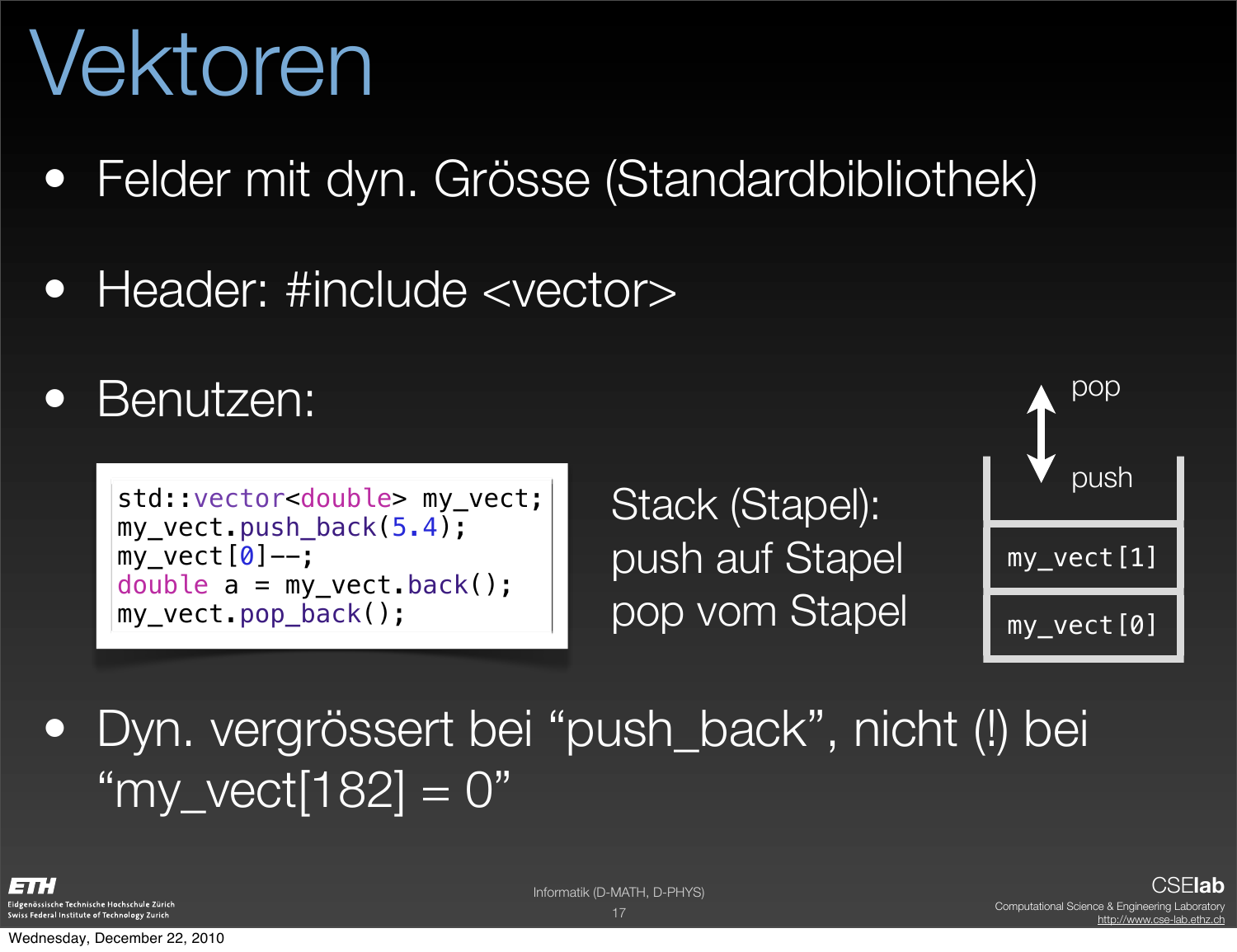# Vektoren

- Felder mit dyn. Grösse (Standardbibliothek)
- Header: #include <vector>
- Benutzen:

```
std::vector<double> my_vect;
my_vect.push_back(5.4);
my_vect[0]--;
double a = my_vect.back();
my_vect.pop_back();
```

Stack (Stapel):
push auf Stapel
pop vom Stapel

pop
push

| my_vect[1] |
| --- |
| my_vect[0] |

- Dyn. vergrössert bei “push_back”, nicht (!) bei “my_vect[182] = 0”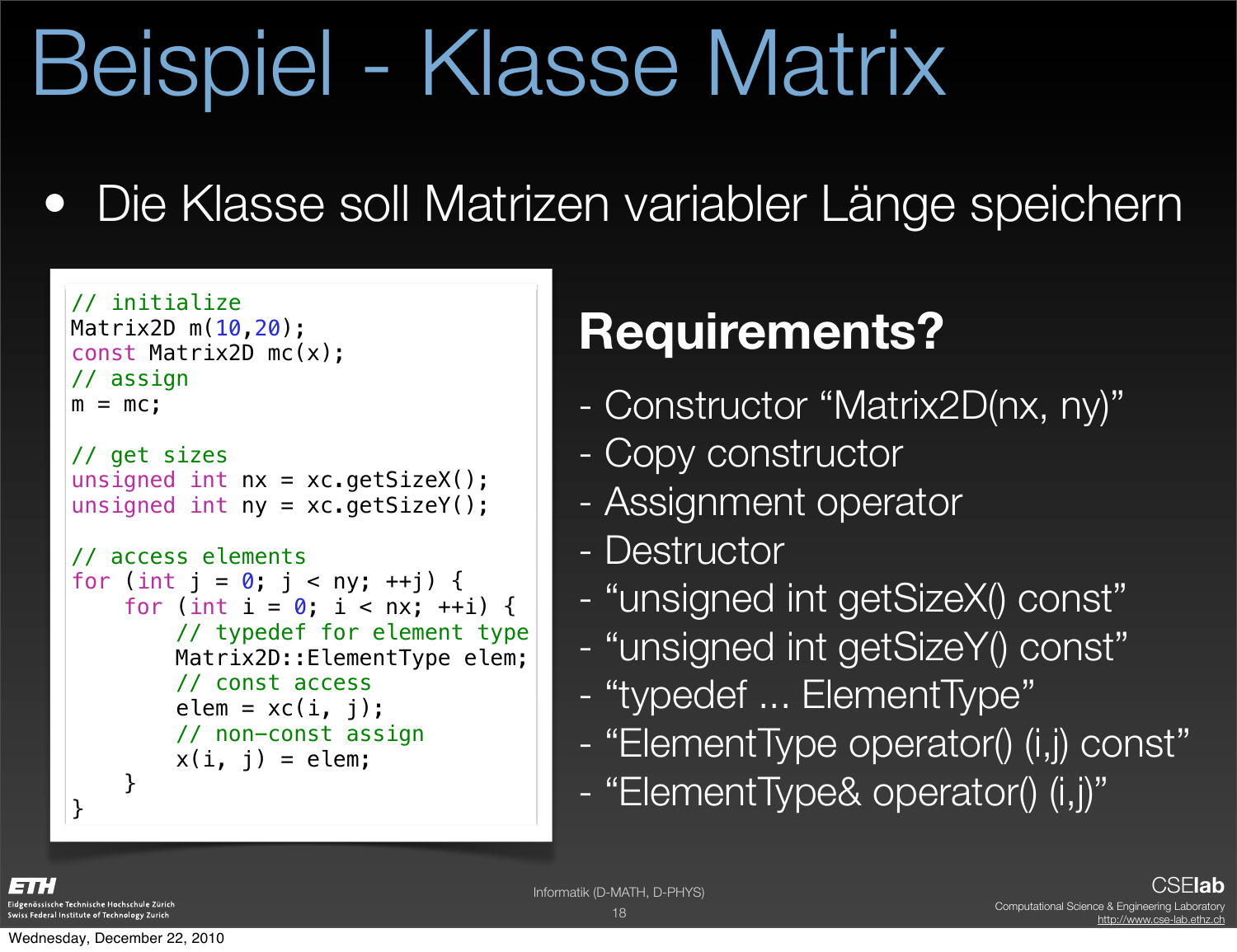# Beispiel - Klasse Matrix

- Die Klasse soll Matrizen variabler Länge speichern

```
// initialize
Matrix2D m(10,20);
const Matrix2D mc(x);
// assign
m = mc;

// get sizes
unsigned int nx = xc.getSizeX();
unsigned int ny = xc.getSizeY();

// access elements
for (int j = 0; j < ny; ++j) {
    for (int i = 0; i < nx; ++i) {
        // typedef for element type
        Matrix2D::ElementType elem;
        // const access
        elem = xc(i, j);
        // non-const assign
        x(i, j) = elem;
    }
}
```

## Requirements?

- Constructor “Matrix2D(nx, ny)”
- Copy constructor
- Assignment operator
- Destructor
- “unsigned int getSizeX() const”
- “unsigned int getSizeY() const”
- “typedef ... ElementType”
- “ElementType operator() (i,j) const”
- “ElementType& operator() (i,j)”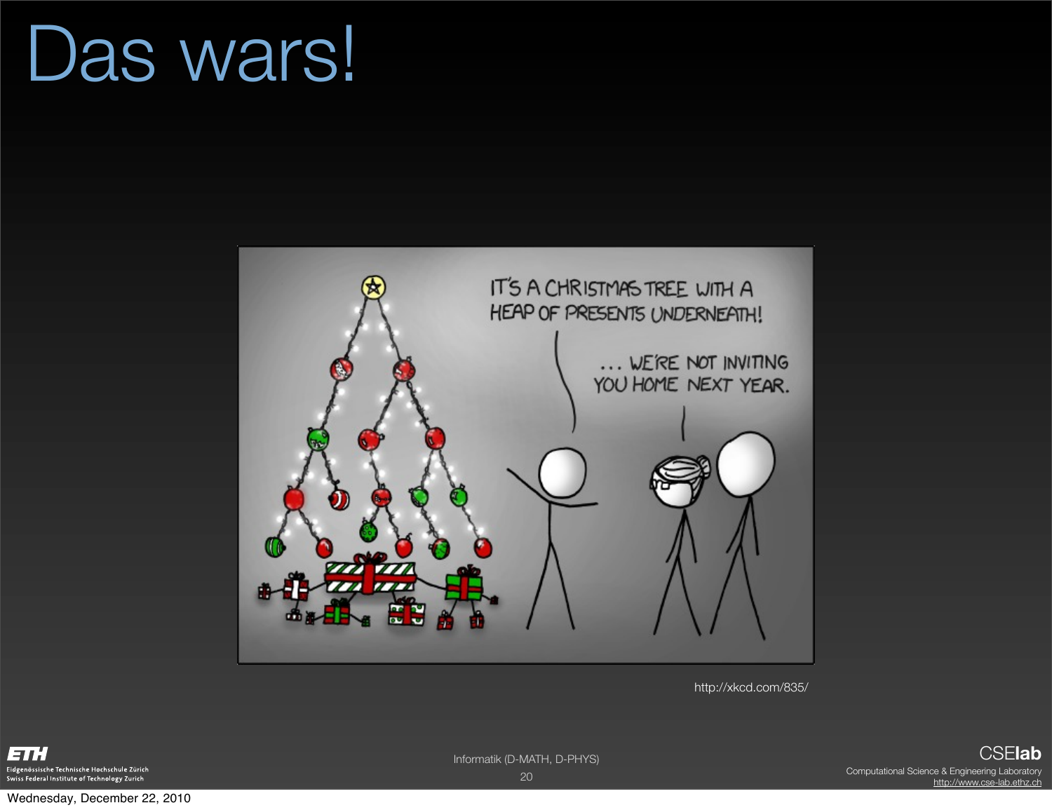# Das wars!

http://xkcd.com/835/